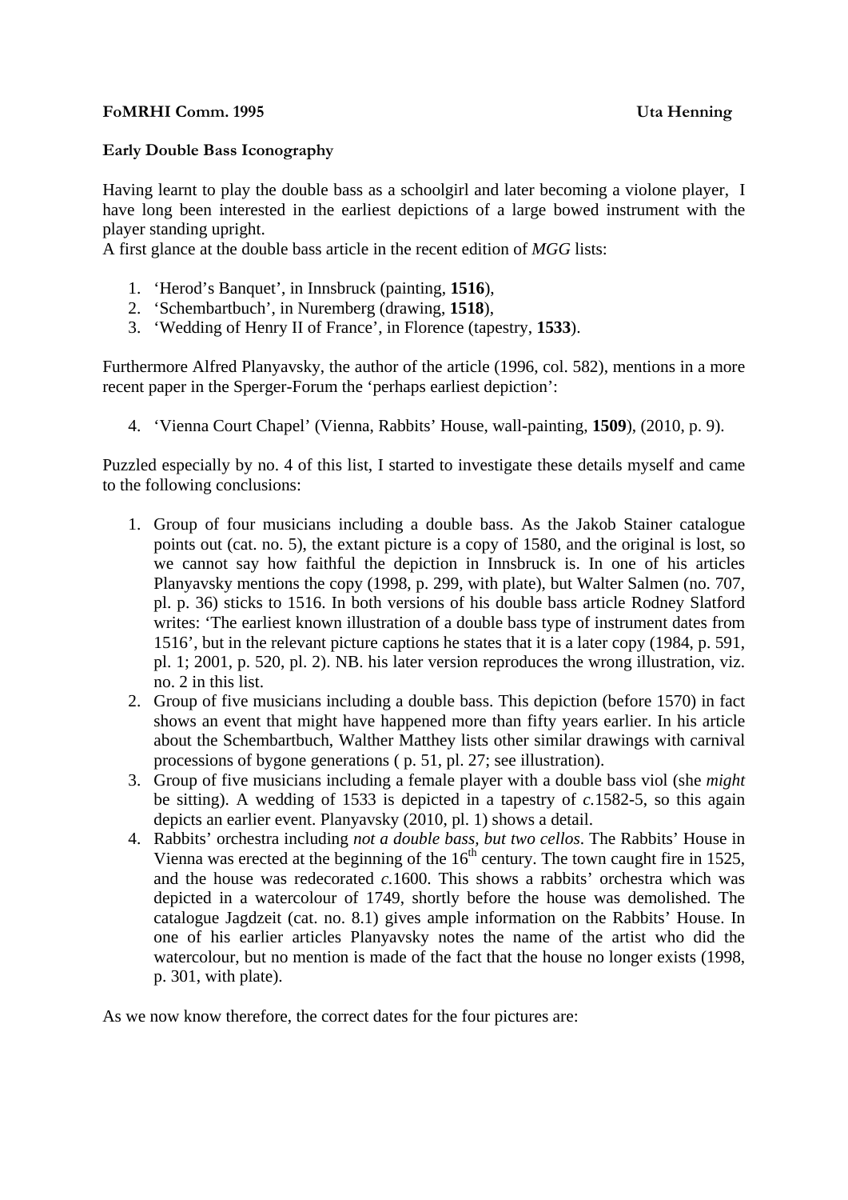**FoMRHI Comm. 1995** **Uta Henning**

**Early Double Bass Iconography**

Having learnt to play the double bass as a schoolgirl and later becoming a violone player, I have long been interested in the earliest depictions of a large bowed instrument with the player standing upright.
A first glance at the double bass article in the recent edition of *MGG* lists:

1. 'Herod's Banquet', in Innsbruck (painting, **1516**),
2. 'Schembartbuch', in Nuremberg (drawing, **1518**),
3. 'Wedding of Henry II of France', in Florence (tapestry, **1533**).

Furthermore Alfred Planyavsky, the author of the article (1996, col. 582), mentions in a more recent paper in the Sperger-Forum the 'perhaps earliest depiction':

4. 'Vienna Court Chapel' (Vienna, Rabbits' House, wall-painting, **1509**), (2010, p. 9).

Puzzled especially by no. 4 of this list, I started to investigate these details myself and came to the following conclusions:

1. Group of four musicians including a double bass. As the Jakob Stainer catalogue points out (cat. no. 5), the extant picture is a copy of 1580, and the original is lost, so we cannot say how faithful the depiction in Innsbruck is. In one of his articles Planyavsky mentions the copy (1998, p. 299, with plate), but Walter Salmen (no. 707, pl. p. 36) sticks to 1516. In both versions of his double bass article Rodney Slatford writes: 'The earliest known illustration of a double bass type of instrument dates from 1516', but in the relevant picture captions he states that it is a later copy (1984, p. 591, pl. 1; 2001, p. 520, pl. 2). NB. his later version reproduces the wrong illustration, viz. no. 2 in this list.
2. Group of five musicians including a double bass. This depiction (before 1570) in fact shows an event that might have happened more than fifty years earlier. In his article about the Schembartbuch, Walther Matthey lists other similar drawings with carnival processions of bygone generations ( p. 51, pl. 27; see illustration).
3. Group of five musicians including a female player with a double bass viol (she *might* be sitting). A wedding of 1533 is depicted in a tapestry of *c.*1582-5, so this again depicts an earlier event. Planyavsky (2010, pl. 1) shows a detail.
4. Rabbits' orchestra including *not a double bass, but two cellos*. The Rabbits' House in Vienna was erected at the beginning of the 16th century. The town caught fire in 1525, and the house was redecorated *c.*1600. This shows a rabbits' orchestra which was depicted in a watercolour of 1749, shortly before the house was demolished. The catalogue Jagdzeit (cat. no. 8.1) gives ample information on the Rabbits' House. In one of his earlier articles Planyavsky notes the name of the artist who did the watercolour, but no mention is made of the fact that the house no longer exists (1998, p. 301, with plate).

As we now know therefore, the correct dates for the four pictures are: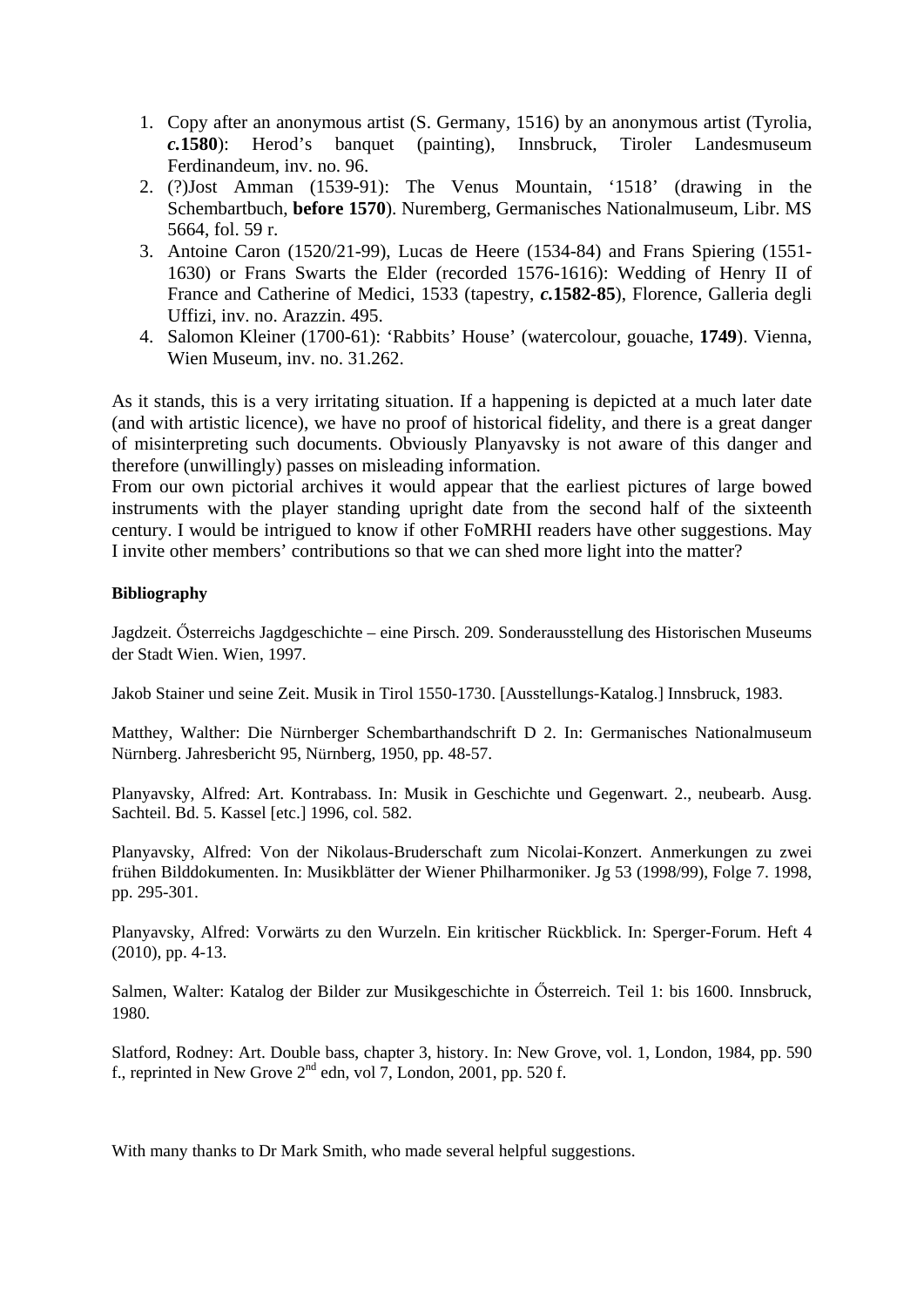1. Copy after an anonymous artist (S. Germany, 1516) by an anonymous artist (Tyrolia, ***c.*1580**): Herod's banquet (painting), Innsbruck, Tiroler Landesmuseum Ferdinandeum, inv. no. 96.
2. (?)Jost Amman (1539-91): The Venus Mountain, '1518' (drawing in the Schembartbuch, **before 1570**). Nuremberg, Germanisches Nationalmuseum, Libr. MS 5664, fol. 59 r.
3. Antoine Caron (1520/21-99), Lucas de Heere (1534-84) and Frans Spiering (1551-1630) or Frans Swarts the Elder (recorded 1576-1616): Wedding of Henry II of France and Catherine of Medici, 1533 (tapestry, ***c.*1582-85**), Florence, Galleria degli Uffizi, inv. no. Arazzin. 495.
4. Salomon Kleiner (1700-61): 'Rabbits' House' (watercolour, gouache, **1749**). Vienna, Wien Museum, inv. no. 31.262.

As it stands, this is a very irritating situation. If a happening is depicted at a much later date (and with artistic licence), we have no proof of historical fidelity, and there is a great danger of misinterpreting such documents. Obviously Planyavsky is not aware of this danger and therefore (unwillingly) passes on misleading information.
From our own pictorial archives it would appear that the earliest pictures of large bowed instruments with the player standing upright date from the second half of the sixteenth century. I would be intrigued to know if other FoMRHI readers have other suggestions. May I invite other members' contributions so that we can shed more light into the matter?

**Bibliography**

Jagdzeit. Ősterreichs Jagdgeschichte – eine Pirsch. 209. Sonderausstellung des Historischen Museums der Stadt Wien. Wien, 1997.

Jakob Stainer und seine Zeit. Musik in Tirol 1550-1730. [Ausstellungs-Katalog.] Innsbruck, 1983.

Matthey, Walther: Die Nürnberger Schembarthandschrift D 2. In: Germanisches Nationalmuseum Nürnberg. Jahresbericht 95, Nürnberg, 1950, pp. 48-57.

Planyavsky, Alfred: Art. Kontrabass. In: Musik in Geschichte und Gegenwart. 2., neubearb. Ausg. Sachteil. Bd. 5. Kassel [etc.] 1996, col. 582.

Planyavsky, Alfred: Von der Nikolaus-Bruderschaft zum Nicolai-Konzert. Anmerkungen zu zwei frühen Bilddokumenten. In: Musikblätter der Wiener Philharmoniker. Jg 53 (1998/99), Folge 7. 1998, pp. 295-301.

Planyavsky, Alfred: Vorwärts zu den Wurzeln. Ein kritischer Rückblick. In: Sperger-Forum. Heft 4 (2010), pp. 4-13.

Salmen, Walter: Katalog der Bilder zur Musikgeschichte in Ősterreich. Teil 1: bis 1600. Innsbruck, 1980.

Slatford, Rodney: Art. Double bass, chapter 3, history. In: New Grove, vol. 1, London, 1984, pp. 590 f., reprinted in New Grove 2nd edn, vol 7, London, 2001, pp. 520 f.

With many thanks to Dr Mark Smith, who made several helpful suggestions.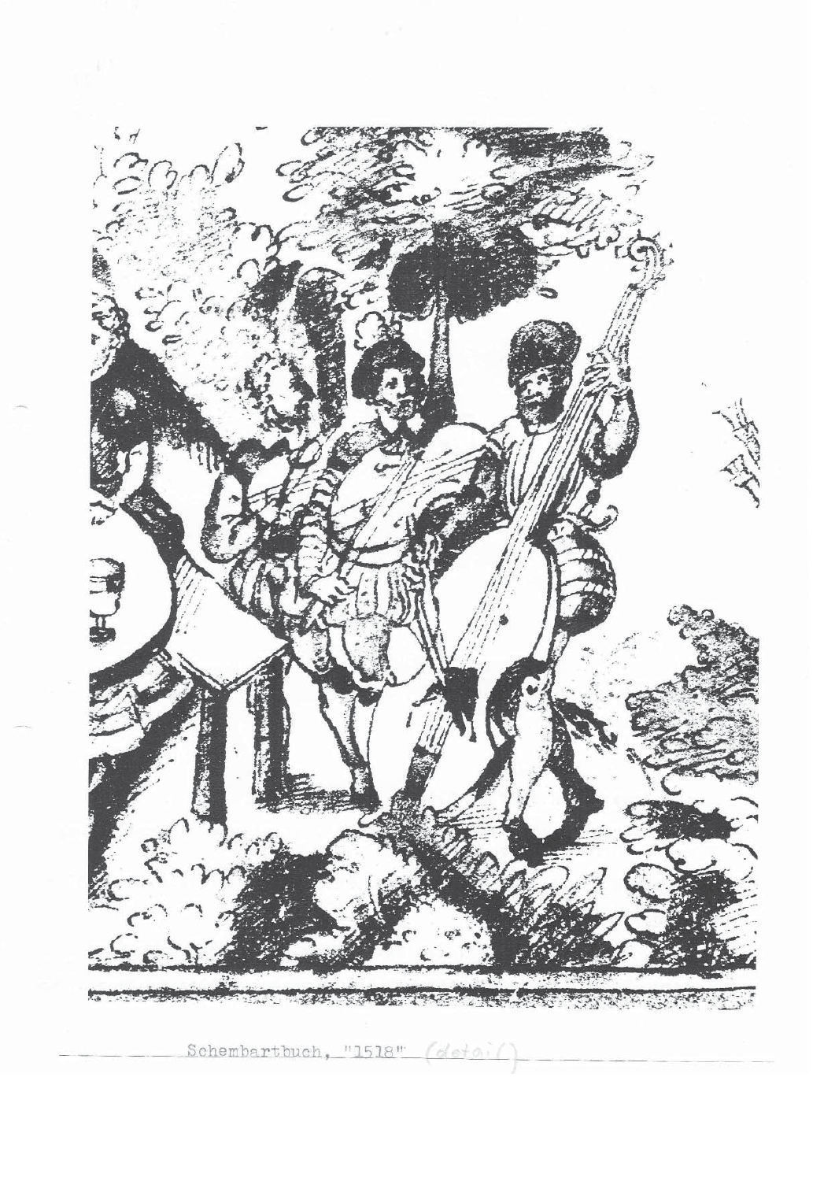Schembartbuch, "1518" (detail)